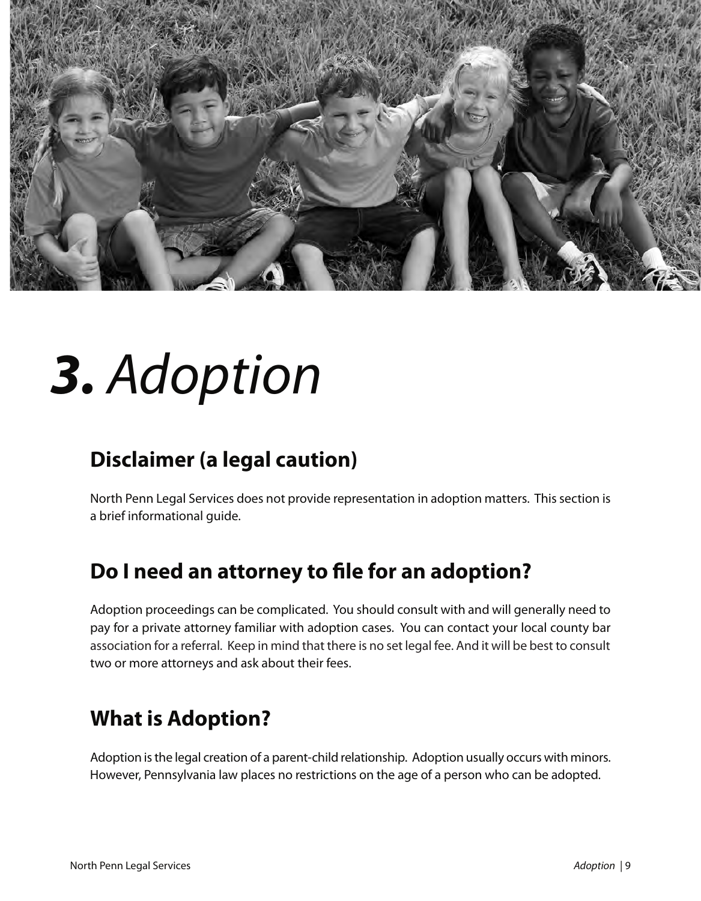# 3. *Adoption*

## Disclaimer (a legal caution)

North Penn Legal Services does not provide representation in adoption matters. This section is a brief informational guide.

## Do I need an attorney to file for an adoption?

Adoption proceedings can be complicated. You should consult with and will generally need to pay for a private attorney familiar with adoption cases. You can contact your local county bar association for a referral. Keep in mind that there is no set legal fee. And it will be best to consult two or more attorneys and ask about their fees.

## What is Adoption?

Adoption is the legal creation of a parent-child relationship. Adoption usually occurs with minors. However, Pennsylvania law places no restrictions on the age of a person who can be adopted.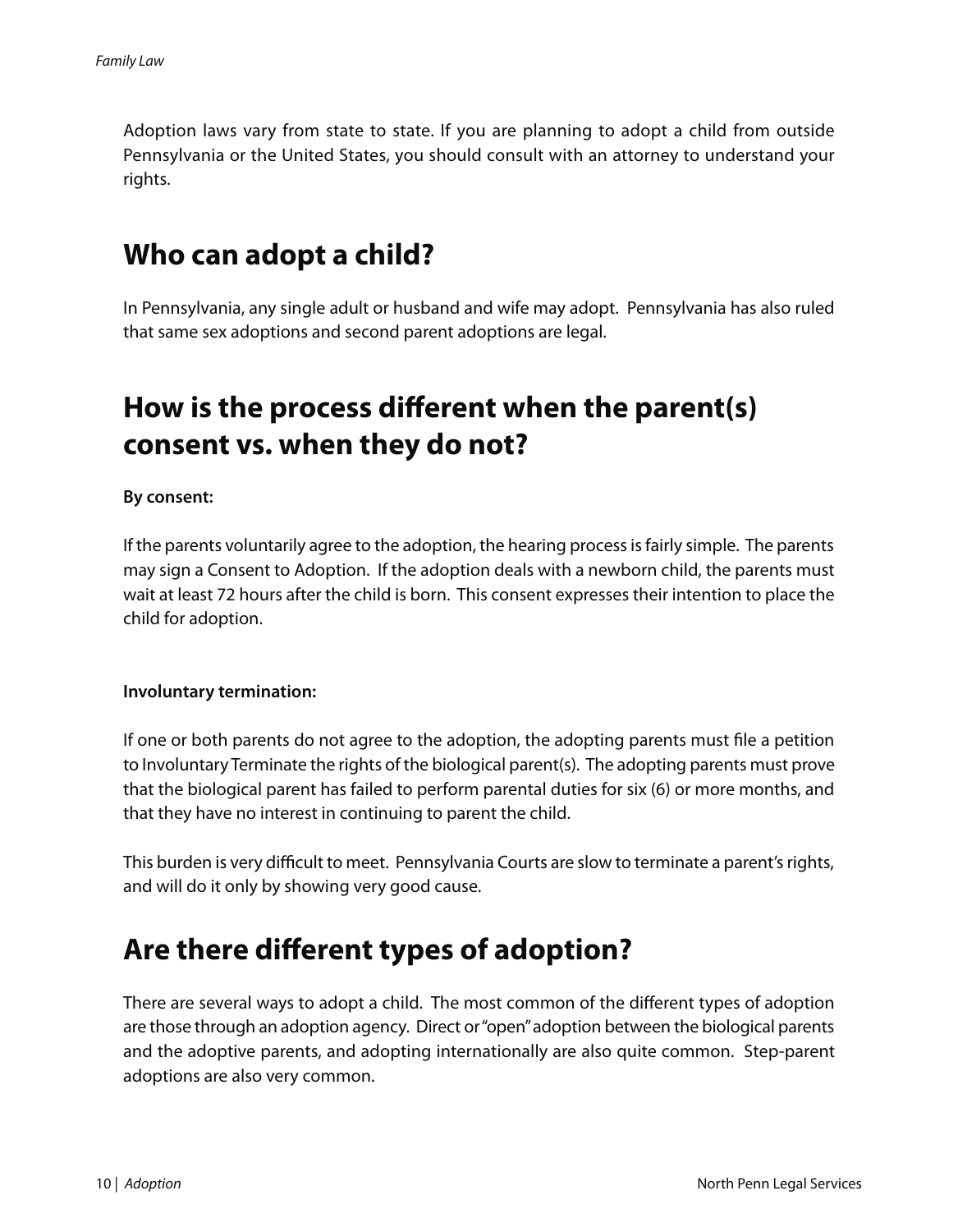Adoption laws vary from state to state. If you are planning to adopt a child from outside Pennsylvania or the United States, you should consult with an attorney to understand your rights.

## Who can adopt a child?

In Pennsylvania, any single adult or husband and wife may adopt. Pennsylvania has also ruled that same sex adoptions and second parent adoptions are legal.

## How is the process different when the parent(s) consent vs. when they do not?

**By consent:**

If the parents voluntarily agree to the adoption, the hearing process is fairly simple. The parents may sign a Consent to Adoption. If the adoption deals with a newborn child, the parents must wait at least 72 hours after the child is born. This consent expresses their intention to place the child for adoption.

**Involuntary termination:**

If one or both parents do not agree to the adoption, the adopting parents must file a petition to Involuntary Terminate the rights of the biological parent(s). The adopting parents must prove that the biological parent has failed to perform parental duties for six (6) or more months, and that they have no interest in continuing to parent the child.

This burden is very difficult to meet. Pennsylvania Courts are slow to terminate a parent's rights, and will do it only by showing very good cause.

## Are there different types of adoption?

There are several ways to adopt a child. The most common of the different types of adoption are those through an adoption agency. Direct or "open" adoption between the biological parents and the adoptive parents, and adopting internationally are also quite common. Step-parent adoptions are also very common.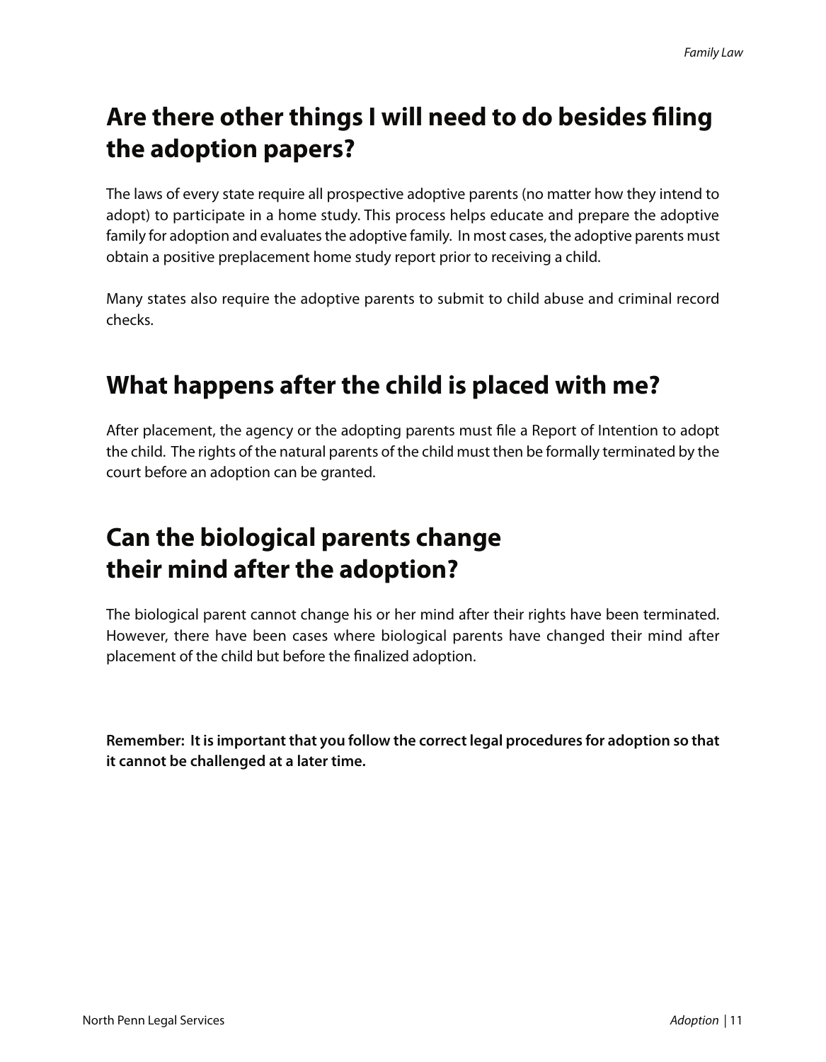## Are there other things I will need to do besides filing the adoption papers?

The laws of every state require all prospective adoptive parents (no matter how they intend to adopt) to participate in a home study. This process helps educate and prepare the adoptive family for adoption and evaluates the adoptive family. In most cases, the adoptive parents must obtain a positive preplacement home study report prior to receiving a child.

Many states also require the adoptive parents to submit to child abuse and criminal record checks.

## What happens after the child is placed with me?

After placement, the agency or the adopting parents must file a Report of Intention to adopt the child. The rights of the natural parents of the child must then be formally terminated by the court before an adoption can be granted.

## Can the biological parents change their mind after the adoption?

The biological parent cannot change his or her mind after their rights have been terminated. However, there have been cases where biological parents have changed their mind after placement of the child but before the finalized adoption.

**Remember: It is important that you follow the correct legal procedures for adoption so that it cannot be challenged at a later time.**